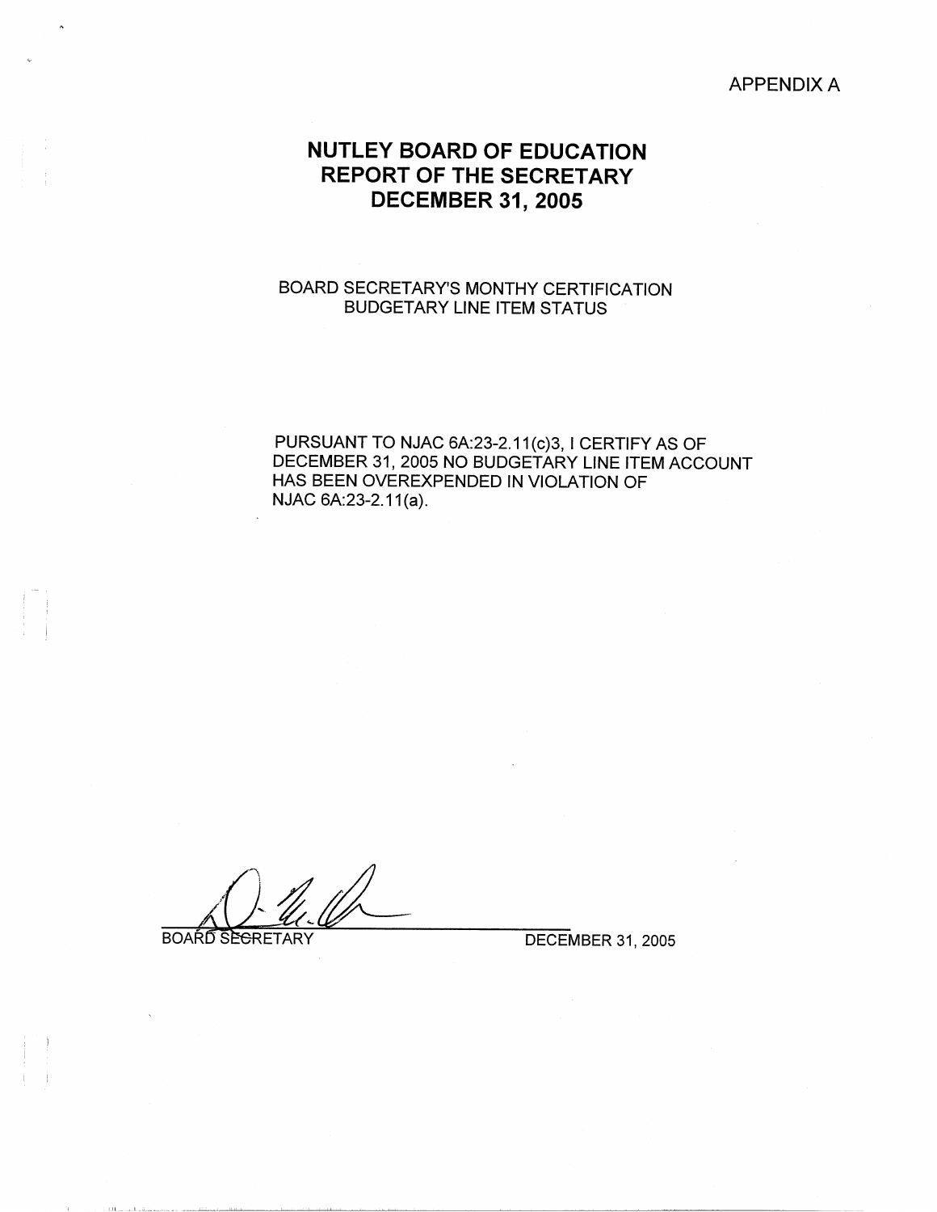APPENDIX A

# NUTLEY BOARD OF EDUCATION
# REPORT OF THE SECRETARY
# DECEMBER 31, 2005

BOARD SECRETARY'S MONTHY CERTIFICATION
BUDGETARY LINE ITEM STATUS

PURSUANT TO NJAC 6A:23-2.11(c)3, I CERTIFY AS OF DECEMBER 31, 2005 NO BUDGETARY LINE ITEM ACCOUNT HAS BEEN OVEREXPENDED IN VIOLATION OF NJAC 6A:23-2.11(a).

BOARD SECRETARY　　　　DECEMBER 31, 2005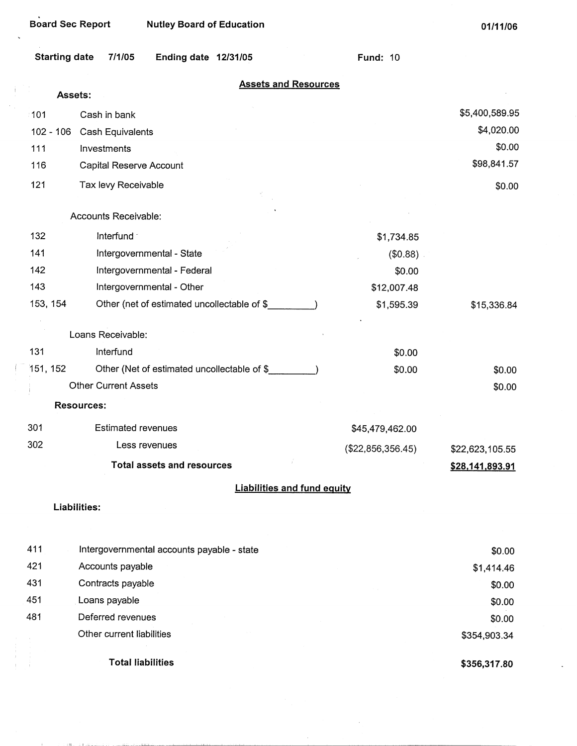Board Sec Report Nutley Board of Education 01/11/06

Starting date 7/1/05 Ending date 12/31/05 Fund: 10

## Assets and Resources

**Assets:**

| Code | Description | | Amount |
|---|---|---|---|
| 101 | Cash in bank | | $5,400,589.95 |
| 102 - 106 | Cash Equivalents | | $4,020.00 |
| 111 | Investments | | $0.00 |
| 116 | Capital Reserve Account | | $98,841.57 |
| 121 | Tax levy Receivable | | $0.00 |
| | Accounts Receivable: | | |
| 132 | Interfund | $1,734.85 | |
| 141 | Intergovernmental - State | ($0.88) | |
| 142 | Intergovernmental - Federal | $0.00 | |
| 143 | Intergovernmental - Other | $12,007.48 | |
| 153, 154 | Other (net of estimated uncollectable of $_________) | $1,595.39 | $15,336.84 |
| | Loans Receivable: | | |
| 131 | Interfund | $0.00 | |
| 151, 152 | Other (Net of estimated uncollectable of $_________) | $0.00 | $0.00 |
| | Other Current Assets | | $0.00 |

**Resources:**

| Code | Description | | Amount |
|---|---|---|---|
| 301 | Estimated revenues | $45,479,462.00 | |
| 302 | Less revenues | ($22,856,356.45) | $22,623,105.55 |
| | **Total assets and resources** | | **$28,141,893.91** |

## Liabilities and fund equity

**Liabilities:**

| Code | Description | Amount |
|---|---|---|
| 411 | Intergovernmental accounts payable - state | $0.00 |
| 421 | Accounts payable | $1,414.46 |
| 431 | Contracts payable | $0.00 |
| 451 | Loans payable | $0.00 |
| 481 | Deferred revenues | $0.00 |
| | Other current liabilities | $354,903.34 |
| | **Total liabilities** | **$356,317.80** |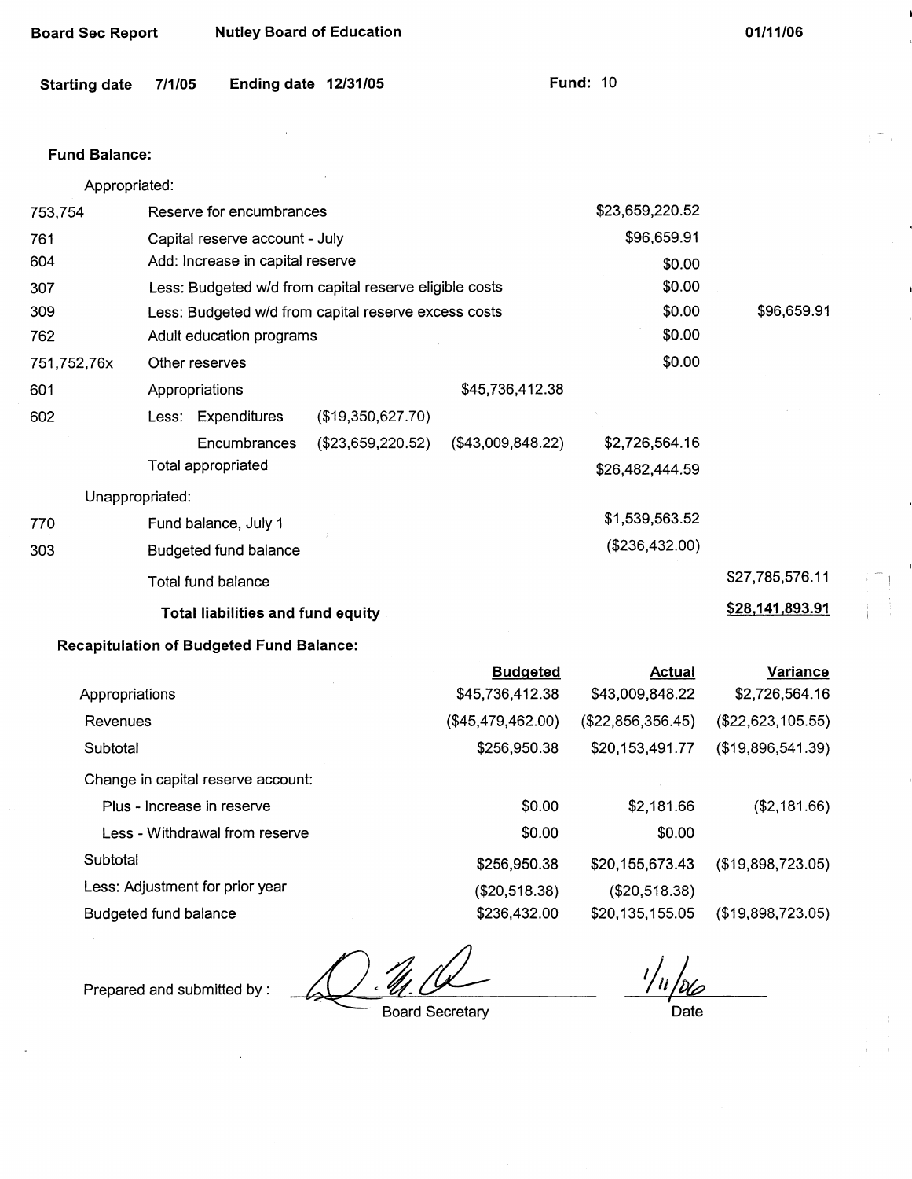**Board Sec Report** **Nutley Board of Education** **01/11/06**

**Starting date** 7/1/05 **Ending date** 12/31/05 **Fund:** 10

**Fund Balance:**

| | | | | | |
|---|---|---|---|---|---|
| Appropriated: | | | | | |
| 753,754 | Reserve for encumbrances | | | $23,659,220.52 | |
| 761 | Capital reserve account - July | | | $96,659.91 | |
| 604 | Add: Increase in capital reserve | | | $0.00 | |
| 307 | Less: Budgeted w/d from capital reserve eligible costs | | | $0.00 | |
| 309 | Less: Budgeted w/d from capital reserve excess costs | | | $0.00 | $96,659.91 |
| 762 | Adult education programs | | | $0.00 | |
| 751,752,76x | Other reserves | | | $0.00 | |
| 601 | Appropriations | | $45,736,412.38 | | |
| 602 | Less: Expenditures | ($19,350,627.70) | | | |
| | Encumbrances | ($23,659,220.52) | ($43,009,848.22) | $2,726,564.16 | |
| | Total appropriated | | | $26,482,444.59 | |
| Unappropriated: | | | | | |
| 770 | Fund balance, July 1 | | | $1,539,563.52 | |
| 303 | Budgeted fund balance | | | ($236,432.00) | |
| | Total fund balance | | | | $27,785,576.11 |
| | **Total liabilities and fund equity** | | | | **$28,141,893.91** |

**Recapitulation of Budgeted Fund Balance:**

| | Budgeted | Actual | Variance |
|---|---|---|---|
| Appropriations | $45,736,412.38 | $43,009,848.22 | $2,726,564.16 |
| Revenues | ($45,479,462.00) | ($22,856,356.45) | ($22,623,105.55) |
| Subtotal | $256,950.38 | $20,153,491.77 | ($19,896,541.39) |
| Change in capital reserve account: | | | |
| Plus - Increase in reserve | $0.00 | $2,181.66 | ($2,181.66) |
| Less - Withdrawal from reserve | $0.00 | $0.00 | |
| Subtotal | $256,950.38 | $20,155,673.43 | ($19,898,723.05) |
| Less: Adjustment for prior year | ($20,518.38) | ($20,518.38) | |
| Budgeted fund balance | $236,432.00 | $20,135,155.05 | ($19,898,723.05) |

Prepared and submitted by : _____________ Board Secretary 1/11/06 Date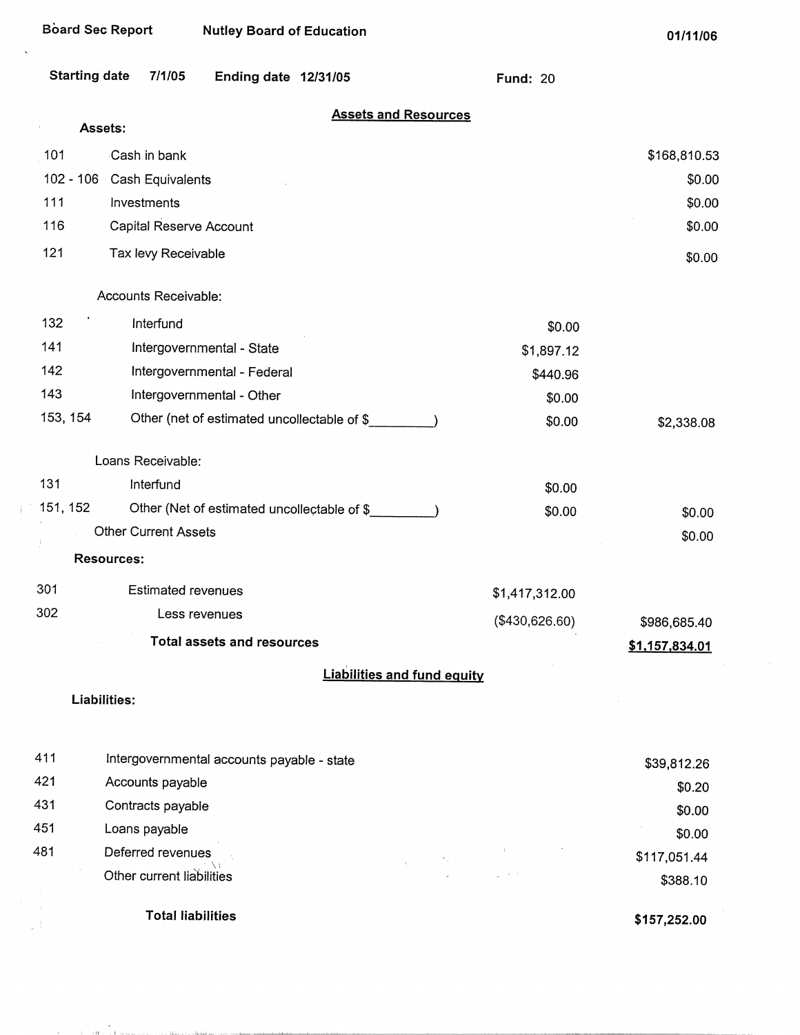Board Sec Report | Nutley Board of Education | 01/11/06

Starting date 7/1/05 | Ending date 12/31/05 | Fund: 20

## Assets and Resources

| Code | Description | | Amount |
|---|---|---|---|
| **Assets:** | | | |
| 101 | Cash in bank | | $168,810.53 |
| 102 - 106 | Cash Equivalents | | $0.00 |
| 111 | Investments | | $0.00 |
| 116 | Capital Reserve Account | | $0.00 |
| 121 | Tax levy Receivable | | $0.00 |
| | Accounts Receivable: | | |
| 132 | Interfund | $0.00 | |
| 141 | Intergovernmental - State | $1,897.12 | |
| 142 | Intergovernmental - Federal | $440.96 | |
| 143 | Intergovernmental - Other | $0.00 | |
| 153, 154 | Other (net of estimated uncollectable of $________) | $0.00 | $2,338.08 |
| | Loans Receivable: | | |
| 131 | Interfund | $0.00 | |
| 151, 152 | Other (Net of estimated uncollectable of $________) | $0.00 | $0.00 |
| | Other Current Assets | | $0.00 |
| **Resources:** | | | |
| 301 | Estimated revenues | $1,417,312.00 | |
| 302 | Less revenues | ($430,626.60) | $986,685.40 |
| | **Total assets and resources** | | **$1,157,834.01** |

## Liabilities and fund equity

| Code | Description | Amount |
|---|---|---|
| **Liabilities:** | | |
| 411 | Intergovernmental accounts payable - state | $39,812.26 |
| 421 | Accounts payable | $0.20 |
| 431 | Contracts payable | $0.00 |
| 451 | Loans payable | $0.00 |
| 481 | Deferred revenues | $117,051.44 |
| | Other current liabilities | $388.10 |
| | **Total liabilities** | **$157,252.00** |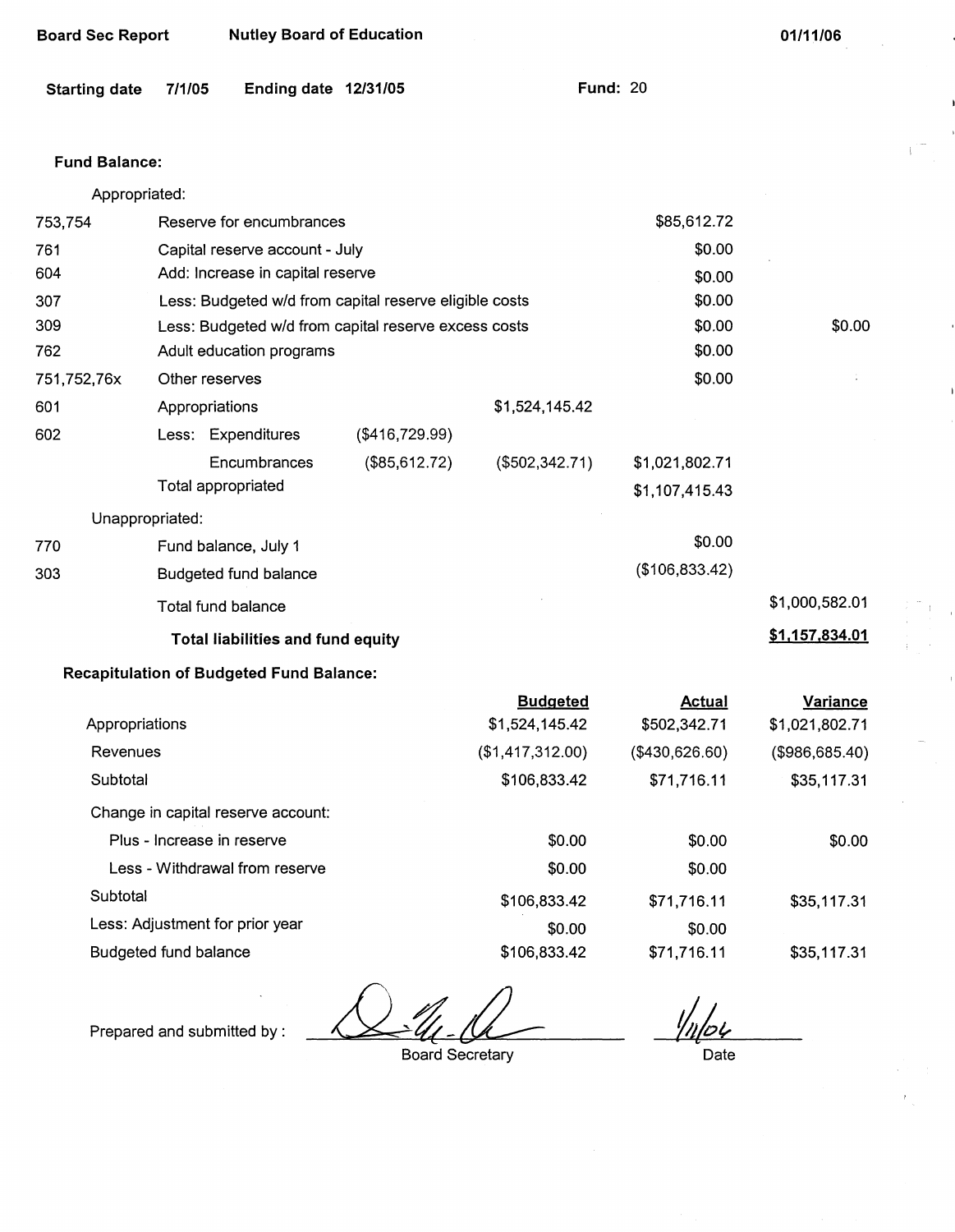Board Sec Report   Nutley Board of Education   01/11/06

Starting date 7/1/05   Ending date 12/31/05   Fund: 20

**Fund Balance:**

| | | | | | |
|---|---|---|---|---|---|
| | Appropriated: | | | | |
| 753,754 | Reserve for encumbrances | | | $85,612.72 | |
| 761 | Capital reserve account - July | | | $0.00 | |
| 604 | Add: Increase in capital reserve | | | $0.00 | |
| 307 | Less: Budgeted w/d from capital reserve eligible costs | | | $0.00 | |
| 309 | Less: Budgeted w/d from capital reserve excess costs | | | $0.00 | $0.00 |
| 762 | Adult education programs | | | $0.00 | |
| 751,752,76x | Other reserves | | | $0.00 | |
| 601 | Appropriations | | $1,524,145.42 | | |
| 602 | Less: Expenditures | ($416,729.99) | | | |
| | Encumbrances | ($85,612.72) | ($502,342.71) | $1,021,802.71 | |
| | Total appropriated | | | $1,107,415.43 | |
| | Unappropriated: | | | | |
| 770 | Fund balance, July 1 | | | $0.00 | |
| 303 | Budgeted fund balance | | | ($106,833.42) | |
| | Total fund balance | | | | $1,000,582.01 |
| | **Total liabilities and fund equity** | | | | **$1,157,834.01** |

**Recapitulation of Budgeted Fund Balance:**

| | Budgeted | Actual | Variance |
|---|---|---|---|
| Appropriations | $1,524,145.42 | $502,342.71 | $1,021,802.71 |
| Revenues | ($1,417,312.00) | ($430,626.60) | ($986,685.40) |
| Subtotal | $106,833.42 | $71,716.11 | $35,117.31 |
| Change in capital reserve account: | | | |
| Plus - Increase in reserve | $0.00 | $0.00 | $0.00 |
| Less - Withdrawal from reserve | $0.00 | $0.00 | |
| Subtotal | $106,833.42 | $71,716.11 | $35,117.31 |
| Less: Adjustment for prior year | $0.00 | $0.00 | |
| Budgeted fund balance | $106,833.42 | $71,716.11 | $35,117.31 |

Prepared and submitted by : ______________________ Board Secretary

1/11/06 Date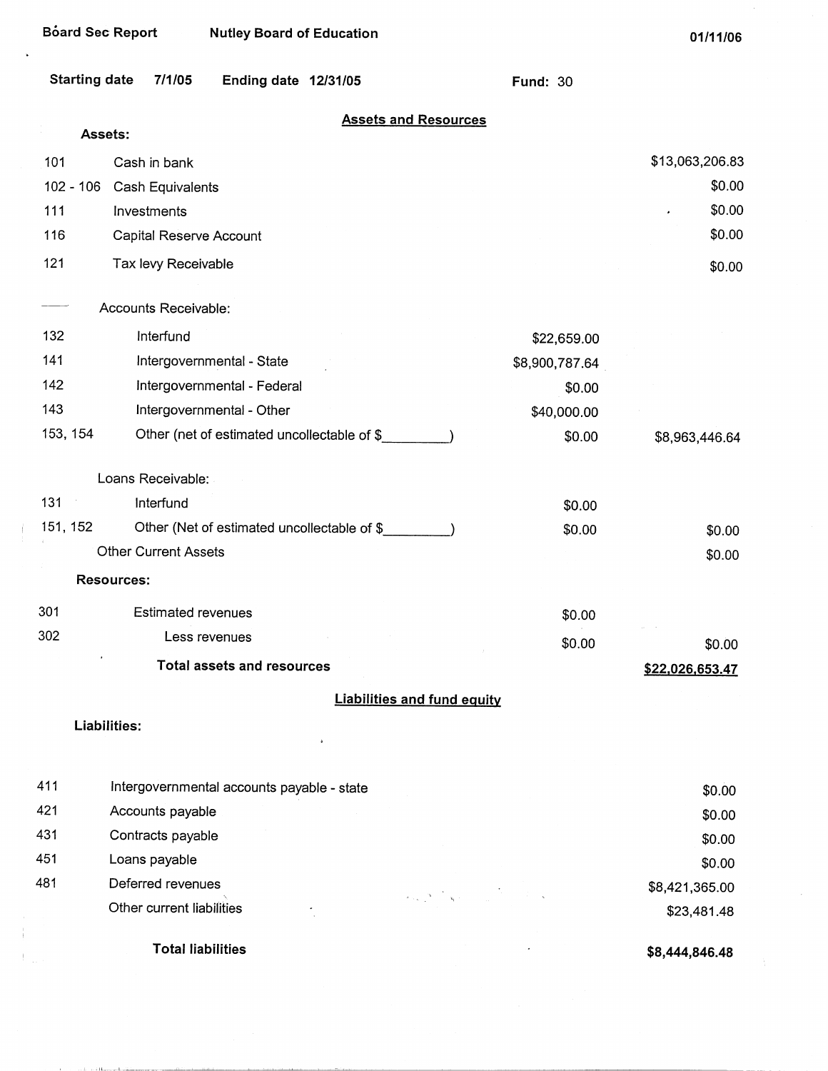Board Sec Report　　Nutley Board of Education　　01/11/06

Starting date 7/1/05　　Ending date 12/31/05　　Fund: 30

## Assets and Resources

**Assets:**

| Code | Description | | Amount |
|---|---|---|---|
| 101 | Cash in bank | | $13,063,206.83 |
| 102 - 106 | Cash Equivalents | | $0.00 |
| 111 | Investments | | $0.00 |
| 116 | Capital Reserve Account | | $0.00 |
| 121 | Tax levy Receivable | | $0.00 |
| | Accounts Receivable: | | |
| 132 | Interfund | $22,659.00 | |
| 141 | Intergovernmental - State | $8,900,787.64 | |
| 142 | Intergovernmental - Federal | $0.00 | |
| 143 | Intergovernmental - Other | $40,000.00 | |
| 153, 154 | Other (net of estimated uncollectable of $_________) | $0.00 | $8,963,446.64 |
| | Loans Receivable: | | |
| 131 | Interfund | $0.00 | |
| 151, 152 | Other (Net of estimated uncollectable of $_________) | $0.00 | $0.00 |
| | Other Current Assets | | $0.00 |
| | **Resources:** | | |
| 301 | Estimated revenues | $0.00 | |
| 302 | Less revenues | $0.00 | $0.00 |
| | **Total assets and resources** | | **$22,026,653.47** |

## Liabilities and fund equity

**Liabilities:**

| Code | Description | Amount |
|---|---|---|
| 411 | Intergovernmental accounts payable - state | $0.00 |
| 421 | Accounts payable | $0.00 |
| 431 | Contracts payable | $0.00 |
| 451 | Loans payable | $0.00 |
| 481 | Deferred revenues | $8,421,365.00 |
| | Other current liabilities | $23,481.48 |
| | **Total liabilities** | **$8,444,846.48** |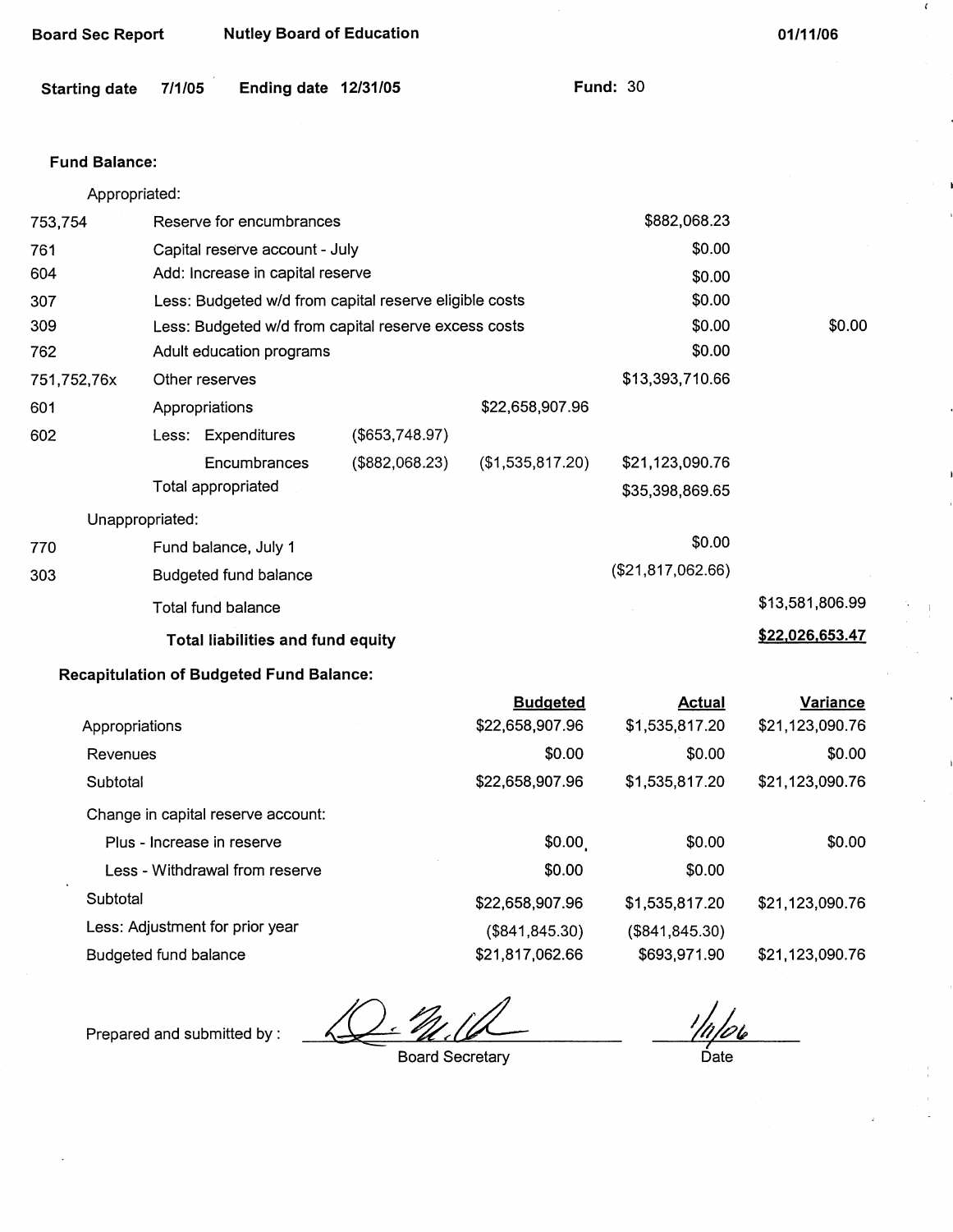Board Sec Report    Nutley Board of Education    01/11/06

Starting date 7/1/05    Ending date 12/31/05    Fund: 30

**Fund Balance:**

| | | | | | |
|---|---|---|---|---|---|
| | Appropriated: | | | | |
| 753,754 | Reserve for encumbrances | | | $882,068.23 | |
| 761 | Capital reserve account - July | | | $0.00 | |
| 604 | Add: Increase in capital reserve | | | $0.00 | |
| 307 | Less: Budgeted w/d from capital reserve eligible costs | | | $0.00 | |
| 309 | Less: Budgeted w/d from capital reserve excess costs | | | $0.00 | $0.00 |
| 762 | Adult education programs | | | $0.00 | |
| 751,752,76x | Other reserves | | | $13,393,710.66 | |
| 601 | Appropriations | | $22,658,907.96 | | |
| 602 | Less: Expenditures | ($653,748.97) | | | |
| | Encumbrances | ($882,068.23) | ($1,535,817.20) | $21,123,090.76 | |
| | Total appropriated | | | $35,398,869.65 | |
| | Unappropriated: | | | | |
| 770 | Fund balance, July 1 | | | $0.00 | |
| 303 | Budgeted fund balance | | | ($21,817,062.66) | |
| | Total fund balance | | | | $13,581,806.99 |
| | **Total liabilities and fund equity** | | | | **$22,026,653.47** |

**Recapitulation of Budgeted Fund Balance:**

| | Budgeted | Actual | Variance |
|---|---|---|---|
| Appropriations | $22,658,907.96 | $1,535,817.20 | $21,123,090.76 |
| Revenues | $0.00 | $0.00 | $0.00 |
| Subtotal | $22,658,907.96 | $1,535,817.20 | $21,123,090.76 |
| Change in capital reserve account: | | | |
| Plus - Increase in reserve | $0.00 | $0.00 | $0.00 |
| Less - Withdrawal from reserve | $0.00 | $0.00 | |
| Subtotal | $22,658,907.96 | $1,535,817.20 | $21,123,090.76 |
| Less: Adjustment for prior year | ($841,845.30) | ($841,845.30) | |
| Budgeted fund balance | $21,817,062.66 | $693,971.90 | $21,123,090.76 |

Prepared and submitted by : ______________________ Board Secretary    1/11/06 Date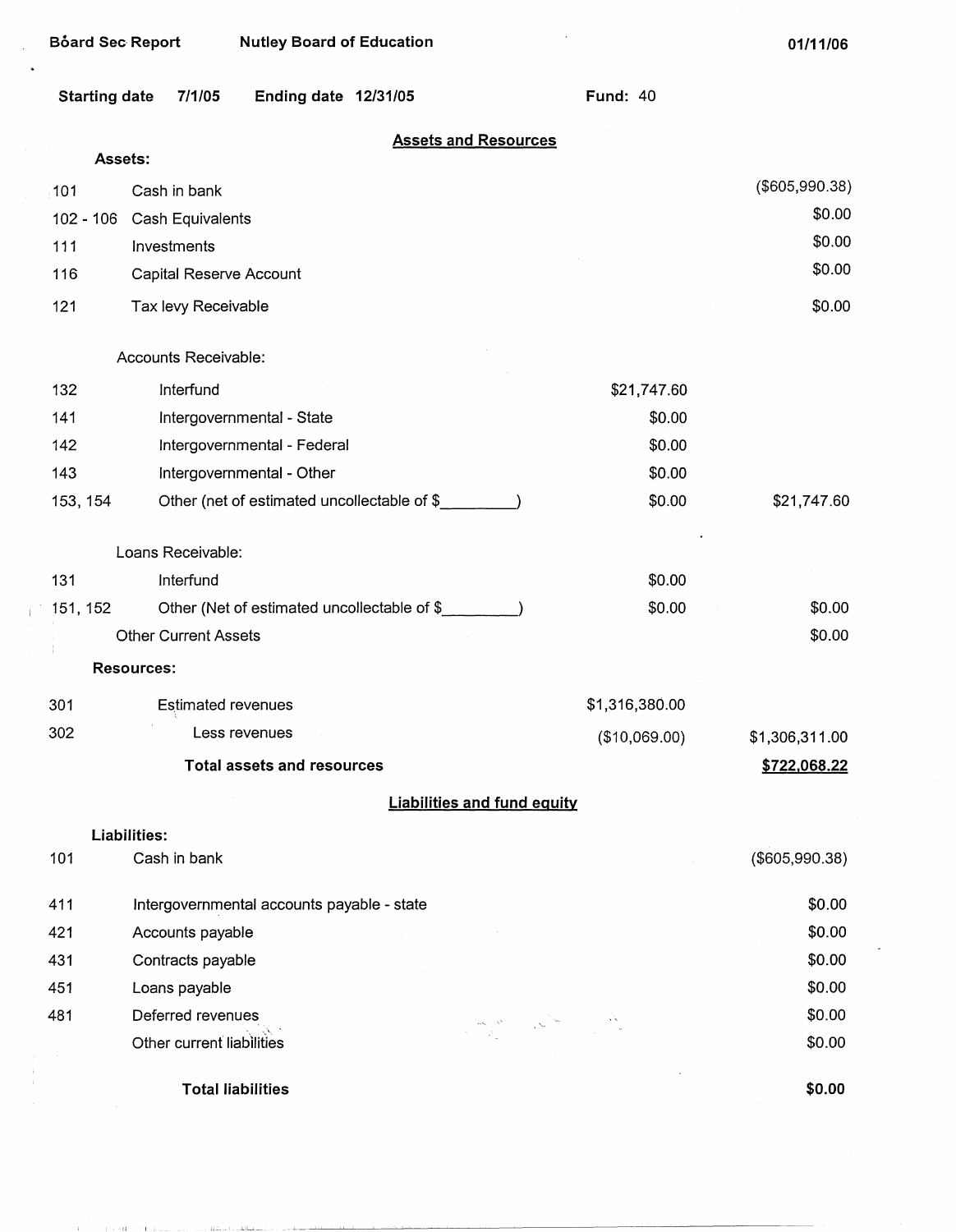**Bòard Sec Report** **Nutley Board of Education** **01/11/06**

**Starting date 7/1/05** **Ending date 12/31/05** **Fund: 40**

## Assets and Resources

| | | | |
|---|---|---|---|
| **Assets:** | | | |
| 101 | Cash in bank | | ($605,990.38) |
| 102 - 106 | Cash Equivalents | | $0.00 |
| 111 | Investments | | $0.00 |
| 116 | Capital Reserve Account | | $0.00 |
| 121 | Tax levy Receivable | | $0.00 |
| | Accounts Receivable: | | |
| 132 | Interfund | $21,747.60 | |
| 141 | Intergovernmental - State | $0.00 | |
| 142 | Intergovernmental - Federal | $0.00 | |
| 143 | Intergovernmental - Other | $0.00 | |
| 153, 154 | Other (net of estimated uncollectable of $\_\_\_\_\_\_\_\_\_) | $0.00 | $21,747.60 |
| | Loans Receivable: | | |
| 131 | Interfund | $0.00 | |
| 151, 152 | Other (Net of estimated uncollectable of $\_\_\_\_\_\_\_\_\_) | $0.00 | $0.00 |
| | Other Current Assets | | $0.00 |
| **Resources:** | | | |
| 301 | Estimated revenues | $1,316,380.00 | |
| 302 | Less revenues | ($10,069.00) | $1,306,311.00 |
| | **Total assets and resources** | | **$722,068.22** |

## Liabilities and fund equity

| | | |
|---|---|---|
| **Liabilities:** | | |
| 101 | Cash in bank | ($605,990.38) |
| 411 | Intergovernmental accounts payable - state | $0.00 |
| 421 | Accounts payable | $0.00 |
| 431 | Contracts payable | $0.00 |
| 451 | Loans payable | $0.00 |
| 481 | Deferred revenues | $0.00 |
| | Other current liabilities | $0.00 |
| | **Total liabilities** | **$0.00** |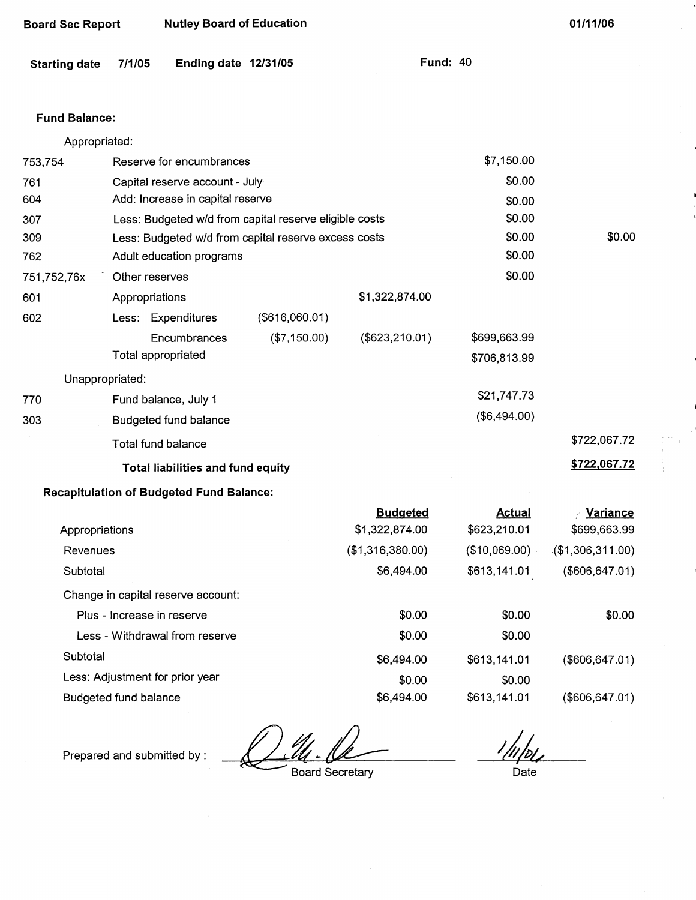**Board Sec Report** **Nutley Board of Education** **01/11/06**

**Starting date** 7/1/05 **Ending date** 12/31/05 **Fund:** 40

**Fund Balance:**

| | | | | | |
|---|---|---|---|---|---|
| | Appropriated: | | | | |
| 753,754 | Reserve for encumbrances | | | $7,150.00 | |
| 761 | Capital reserve account - July | | | $0.00 | |
| 604 | Add: Increase in capital reserve | | | $0.00 | |
| 307 | Less: Budgeted w/d from capital reserve eligible costs | | | $0.00 | |
| 309 | Less: Budgeted w/d from capital reserve excess costs | | | $0.00 | $0.00 |
| 762 | Adult education programs | | | $0.00 | |
| 751,752,76x | Other reserves | | | $0.00 | |
| 601 | Appropriations | | $1,322,874.00 | | |
| 602 | Less: Expenditures | ($616,060.01) | | | |
| | Encumbrances | ($7,150.00) | ($623,210.01) | $699,663.99 | |
| | Total appropriated | | | $706,813.99 | |
| | Unappropriated: | | | | |
| 770 | Fund balance, July 1 | | | $21,747.73 | |
| 303 | Budgeted fund balance | | | ($6,494.00) | |
| | Total fund balance | | | | $722,067.72 |
| | **Total liabilities and fund equity** | | | | **$722,067.72** |

**Recapitulation of Budgeted Fund Balance:**

| | Budgeted | Actual | Variance |
|---|---|---|---|
| Appropriations | $1,322,874.00 | $623,210.01 | $699,663.99 |
| Revenues | ($1,316,380.00) | ($10,069.00) | ($1,306,311.00) |
| Subtotal | $6,494.00 | $613,141.01 | ($606,647.01) |
| Change in capital reserve account: | | | |
| Plus - Increase in reserve | $0.00 | $0.00 | $0.00 |
| Less - Withdrawal from reserve | $0.00 | $0.00 | |
| Subtotal | $6,494.00 | $613,141.01 | ($606,647.01) |
| Less: Adjustment for prior year | $0.00 | $0.00 | |
| Budgeted fund balance | $6,494.00 | $613,141.01 | ($606,647.01) |

Prepared and submitted by : ______________________ Board Secretary     1/11/06 Date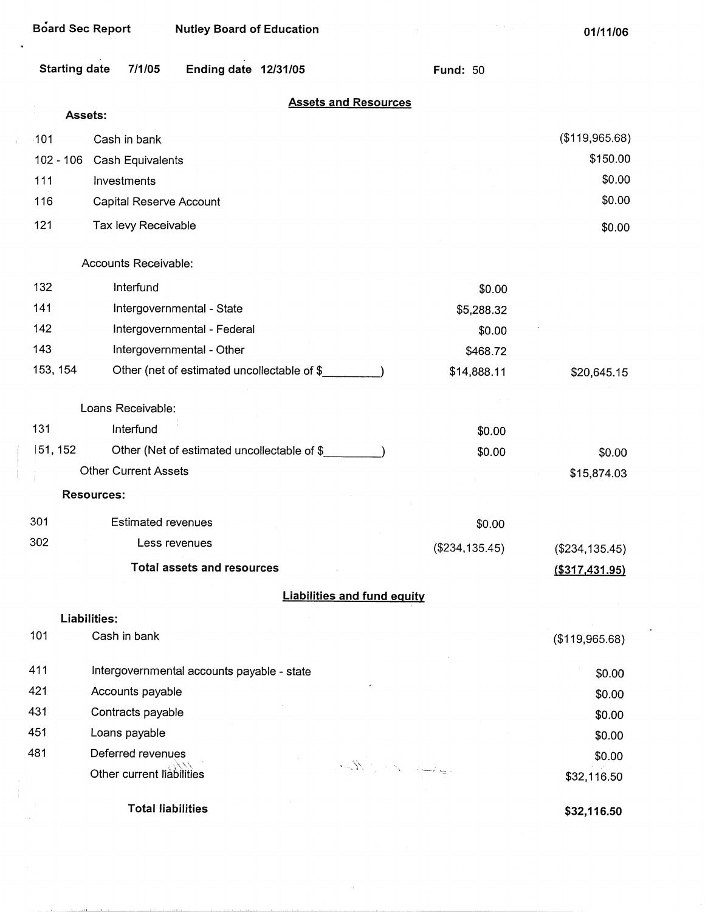Board Sec Report — Nutley Board of Education — 01/11/06

Starting date 7/1/05 — Ending date 12/31/05 — Fund: 50

## Assets and Resources

| Code | Description | | Amount |
|---|---|---|---|
| **Assets:** | | | |
| 101 | Cash in bank | | ($119,965.68) |
| 102 - 106 | Cash Equivalents | | $150.00 |
| 111 | Investments | | $0.00 |
| 116 | Capital Reserve Account | | $0.00 |
| 121 | Tax levy Receivable | | $0.00 |
| | Accounts Receivable: | | |
| 132 | Interfund | $0.00 | |
| 141 | Intergovernmental - State | $5,288.32 | |
| 142 | Intergovernmental - Federal | $0.00 | |
| 143 | Intergovernmental - Other | $468.72 | |
| 153, 154 | Other (net of estimated uncollectable of $_________) | $14,888.11 | $20,645.15 |
| | Loans Receivable: | | |
| 131 | Interfund | $0.00 | |
| 151, 152 | Other (Net of estimated uncollectable of $_________) | $0.00 | $0.00 |
| | Other Current Assets | | $15,874.03 |
| **Resources:** | | | |
| 301 | Estimated revenues | $0.00 | |
| 302 | Less revenues | ($234,135.45) | ($234,135.45) |
| | **Total assets and resources** | | **($317,431.95)** |

## Liabilities and fund equity

| Code | Description | Amount |
|---|---|---|
| **Liabilities:** | | |
| 101 | Cash in bank | ($119,965.68) |
| 411 | Intergovernmental accounts payable - state | $0.00 |
| 421 | Accounts payable | $0.00 |
| 431 | Contracts payable | $0.00 |
| 451 | Loans payable | $0.00 |
| 481 | Deferred revenues | $0.00 |
| | Other current liabilities | $32,116.50 |
| | **Total liabilities** | **$32,116.50** |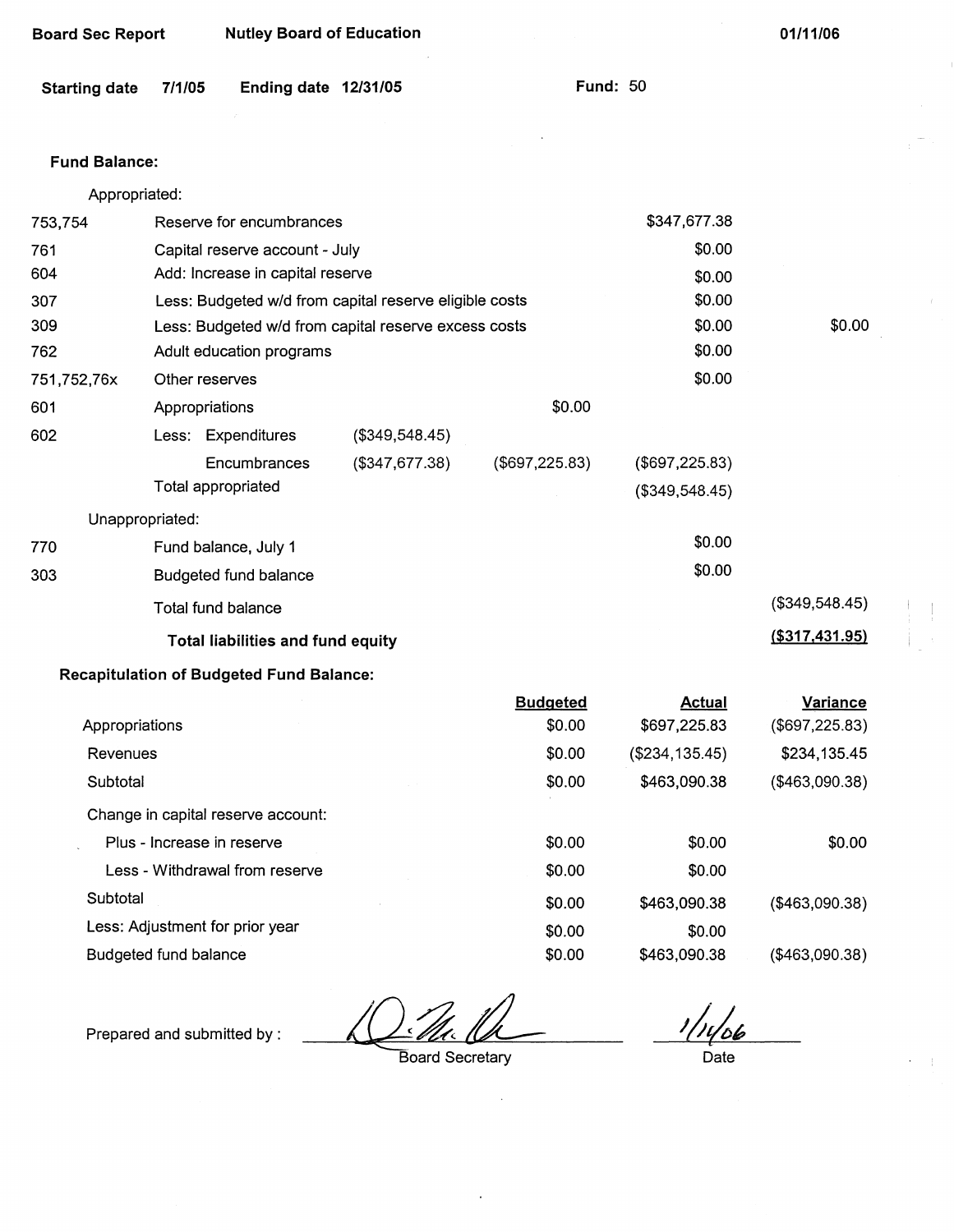**Board Sec Report** **Nutley Board of Education** **01/11/06**

**Starting date** 7/1/05 **Ending date** 12/31/05 **Fund:** 50

**Fund Balance:**

| | | | | | |
|---|---|---|---|---|---|
| | Appropriated: | | | | |
| 753,754 | Reserve for encumbrances | | | $347,677.38 | |
| 761 | Capital reserve account - July | | | $0.00 | |
| 604 | Add: Increase in capital reserve | | | $0.00 | |
| 307 | Less: Budgeted w/d from capital reserve eligible costs | | | $0.00 | |
| 309 | Less: Budgeted w/d from capital reserve excess costs | | | $0.00 | $0.00 |
| 762 | Adult education programs | | | $0.00 | |
| 751,752,76x | Other reserves | | | $0.00 | |
| 601 | Appropriations | | $0.00 | | |
| 602 | Less: Expenditures | ($349,548.45) | | | |
| | Encumbrances | ($347,677.38) | ($697,225.83) | ($697,225.83) | |
| | Total appropriated | | | ($349,548.45) | |
| | Unappropriated: | | | | |
| 770 | Fund balance, July 1 | | | $0.00 | |
| 303 | Budgeted fund balance | | | $0.00 | |
| | Total fund balance | | | | ($349,548.45) |
| | **Total liabilities and fund equity** | | | | **($317,431.95)** |

**Recapitulation of Budgeted Fund Balance:**

| | Budgeted | Actual | Variance |
|---|---|---|---|
| Appropriations | $0.00 | $697,225.83 | ($697,225.83) |
| Revenues | $0.00 | ($234,135.45) | $234,135.45 |
| Subtotal | $0.00 | $463,090.38 | ($463,090.38) |
| Change in capital reserve account: | | | |
| Plus - Increase in reserve | $0.00 | $0.00 | $0.00 |
| Less - Withdrawal from reserve | $0.00 | $0.00 | |
| Subtotal | $0.00 | $463,090.38 | ($463,090.38) |
| Less: Adjustment for prior year | $0.00 | $0.00 | |
| Budgeted fund balance | $0.00 | $463,090.38 | ($463,090.38) |

Prepared and submitted by : _______________ Board Secretary      1/14/06 Date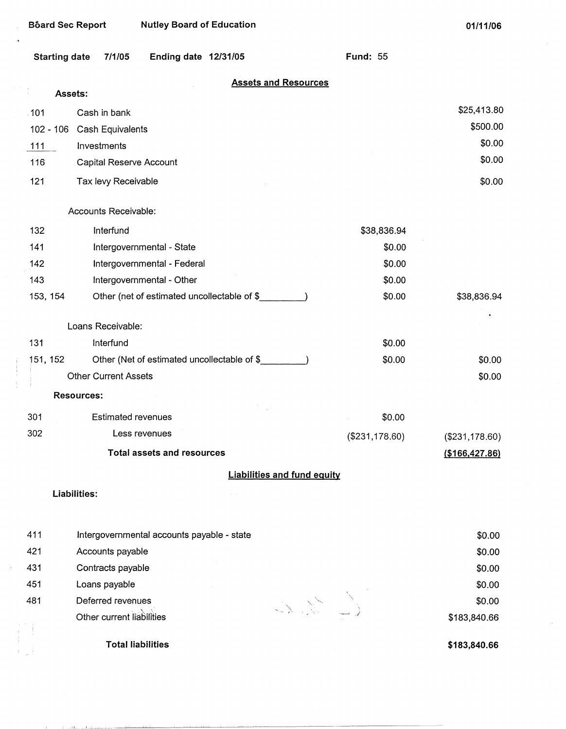Bōard Sec Report Nutley Board of Education 01/11/06

Starting date 7/1/05 Ending date 12/31/05 Fund: 55

## Assets and Resources

**Assets:**

| | | | |
|---|---|---|---|
| 101 | Cash in bank | | $25,413.80 |
| 102 - 106 | Cash Equivalents | | $500.00 |
| 111 | Investments | | $0.00 |
| 116 | Capital Reserve Account | | $0.00 |
| 121 | Tax levy Receivable | | $0.00 |
| | Accounts Receivable: | | |
| 132 | Interfund | $38,836.94 | |
| 141 | Intergovernmental - State | $0.00 | |
| 142 | Intergovernmental - Federal | $0.00 | |
| 143 | Intergovernmental - Other | $0.00 | |
| 153, 154 | Other (net of estimated uncollectable of $_________) | $0.00 | $38,836.94 |
| | Loans Receivable: | | |
| 131 | Interfund | $0.00 | |
| 151, 152 | Other (Net of estimated uncollectable of $_________) | $0.00 | $0.00 |
| | Other Current Assets | | $0.00 |

**Resources:**

| | | | |
|---|---|---|---|
| 301 | Estimated revenues | $0.00 | |
| 302 | Less revenues | ($231,178.60) | ($231,178.60) |
| | **Total assets and resources** | | **($166,427.86)** |

## Liabilities and fund equity

**Liabilities:**

| | | |
|---|---|---|
| 411 | Intergovernmental accounts payable - state | $0.00 |
| 421 | Accounts payable | $0.00 |
| 431 | Contracts payable | $0.00 |
| 451 | Loans payable | $0.00 |
| 481 | Deferred revenues | $0.00 |
| | Other current liabilities | $183,840.66 |
| | **Total liabilities** | **$183,840.66** |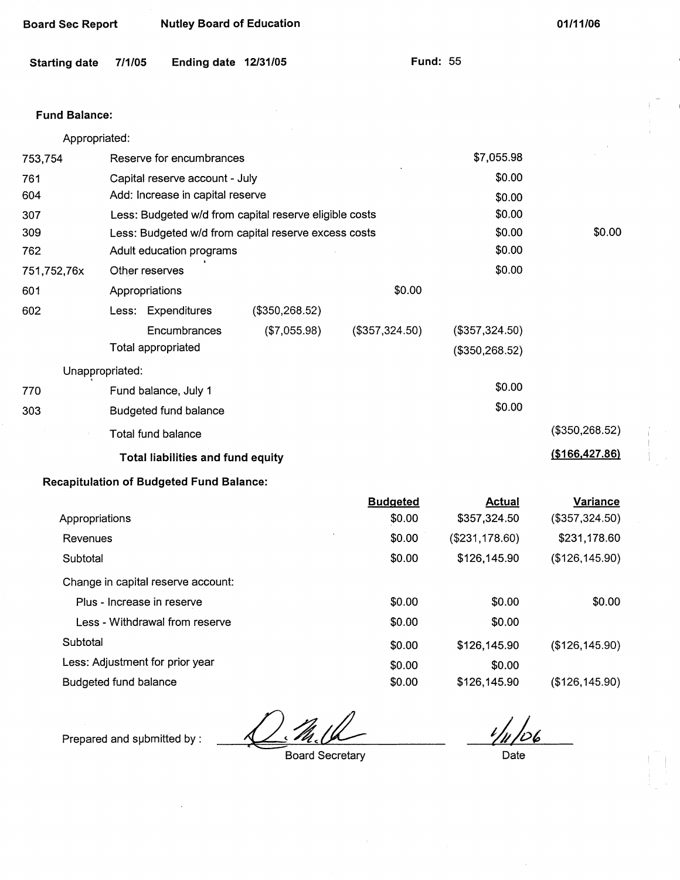**Board Sec Report** **Nutley Board of Education** **01/11/06**

**Starting date** 7/1/05 **Ending date** 12/31/05 **Fund:** 55

**Fund Balance:**

| | | | | | |
|---|---|---|---|---|---|
| Appropriated: | | | | | |
| 753,754 | Reserve for encumbrances | | | $7,055.98 | |
| 761 | Capital reserve account - July | | | $0.00 | |
| 604 | Add: Increase in capital reserve | | | $0.00 | |
| 307 | Less: Budgeted w/d from capital reserve eligible costs | | | $0.00 | |
| 309 | Less: Budgeted w/d from capital reserve excess costs | | | $0.00 | $0.00 |
| 762 | Adult education programs | | | $0.00 | |
| 751,752,76x | Other reserves | | | $0.00 | |
| 601 | Appropriations | | $0.00 | | |
| 602 | Less: Expenditures | ($350,268.52) | | | |
| | Encumbrances | ($7,055.98) | ($357,324.50) | ($357,324.50) | |
| | Total appropriated | | | ($350,268.52) | |
| Unappropriated: | | | | | |
| 770 | Fund balance, July 1 | | | $0.00 | |
| 303 | Budgeted fund balance | | | $0.00 | |
| | Total fund balance | | | | ($350,268.52) |
| | **Total liabilities and fund equity** | | | | **($166,427.86)** |

**Recapitulation of Budgeted Fund Balance:**

| | Budgeted | Actual | Variance |
|---|---|---|---|
| Appropriations | $0.00 | $357,324.50 | ($357,324.50) |
| Revenues | $0.00 | ($231,178.60) | $231,178.60 |
| Subtotal | $0.00 | $126,145.90 | ($126,145.90) |
| Change in capital reserve account: | | | |
| Plus - Increase in reserve | $0.00 | $0.00 | $0.00 |
| Less - Withdrawal from reserve | $0.00 | $0.00 | |
| Subtotal | $0.00 | $126,145.90 | ($126,145.90) |
| Less: Adjustment for prior year | $0.00 | $0.00 | |
| Budgeted fund balance | $0.00 | $126,145.90 | ($126,145.90) |

Prepared and submitted by : _______________ Board Secretary

1/11/06
Date